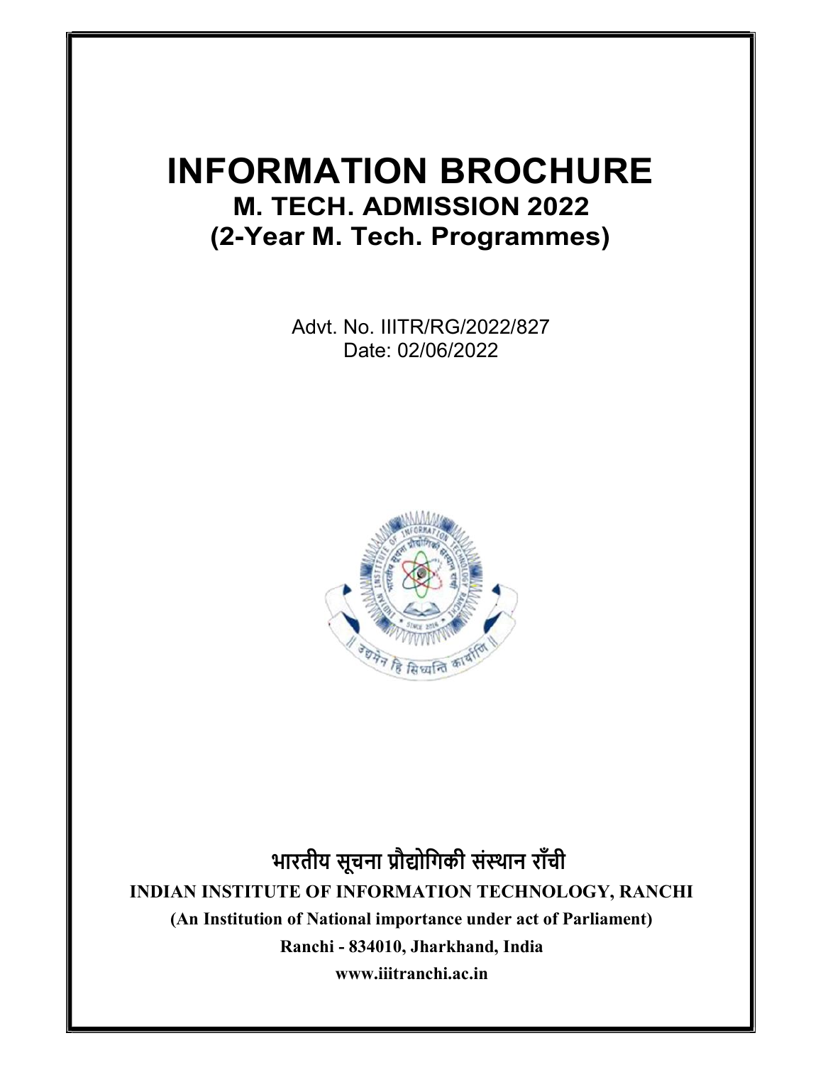# INFORMATION BROCHURE

## M. TECH. ADMISSION 2022

## (2-Year M. Tech. Programmes)

Advt. No. IIITR/RG/2022/827

Date: 02/06/2022

## भारतीय सूचना प्रौद्योगिकी संस्थान राँची

**INDIAN INSTITUTE OF INFORMATION TECHNOLOGY, RANCHI**

**(An Institution of National importance under act of Parliament)**

**Ranchi - 834010, Jharkhand, India**

**www.iiitranchi.ac.in**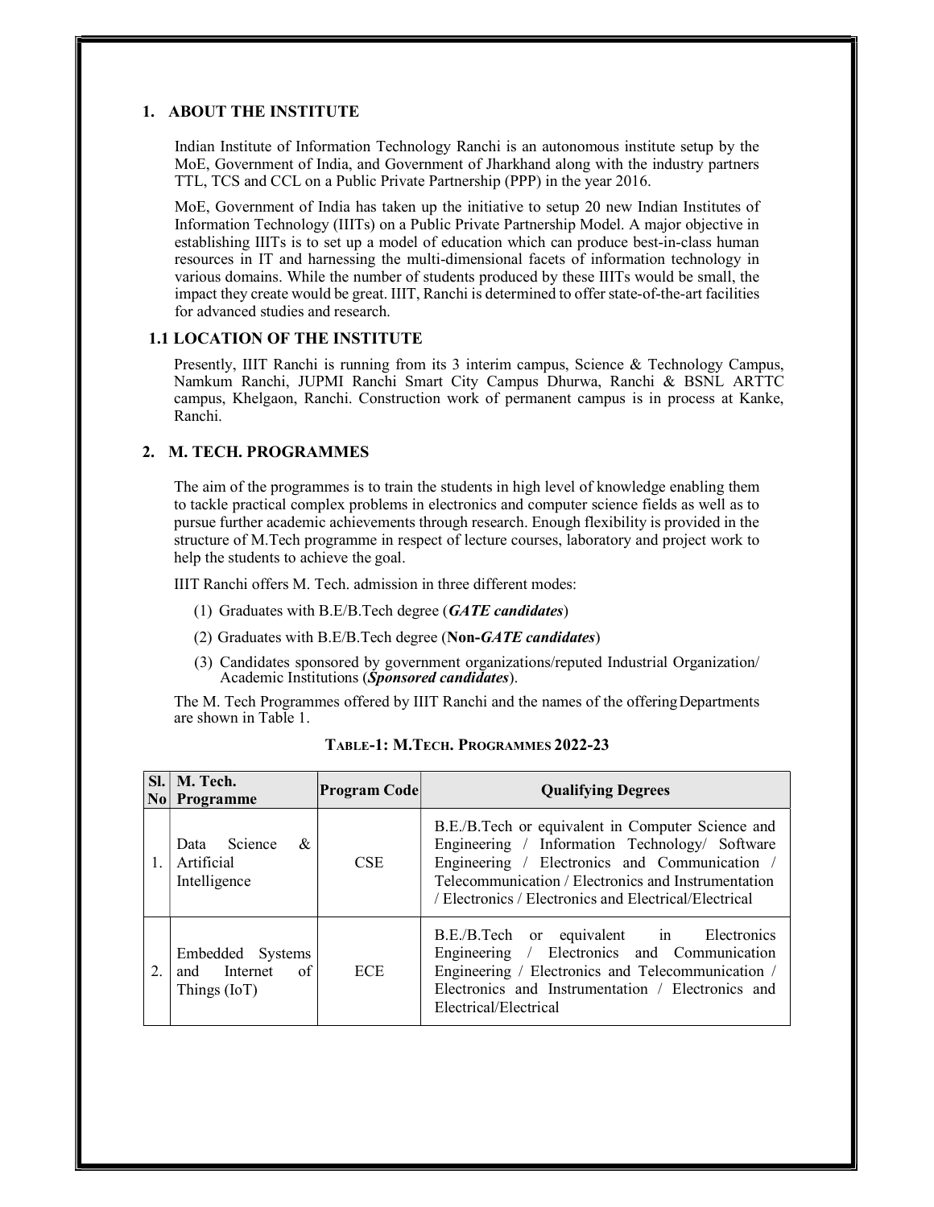## 1. ABOUT THE INSTITUTE

Indian Institute of Information Technology Ranchi is an autonomous institute setup by the MoE, Government of India, and Government of Jharkhand along with the industry partners TTL, TCS and CCL on a Public Private Partnership (PPP) in the year 2016.

MoE, Government of India has taken up the initiative to setup 20 new Indian Institutes of Information Technology (IIITs) on a Public Private Partnership Model. A major objective in establishing IIITs is to set up a model of education which can produce best-in-class human resources in IT and harnessing the multi-dimensional facets of information technology in various domains. While the number of students produced by these IIITs would be small, the impact they create would be great. IIIT, Ranchi is determined to offer state-of-the-art facilities for advanced studies and research.

### 1.1 LOCATION OF THE INSTITUTE

Presently, IIIT Ranchi is running from its 3 interim campus, Science & Technology Campus, Namkum Ranchi, JUPMI Ranchi Smart City Campus Dhurwa, Ranchi & BSNL ARTTC campus, Khelgaon, Ranchi. Construction work of permanent campus is in process at Kanke, Ranchi.

## 2. M. TECH. PROGRAMMES

The aim of the programmes is to train the students in high level of knowledge enabling them to tackle practical complex problems in electronics and computer science fields as well as to pursue further academic achievements through research. Enough flexibility is provided in the structure of M.Tech programme in respect of lecture courses, laboratory and project work to help the students to achieve the goal.

IIIT Ranchi offers M. Tech. admission in three different modes:

(1) Graduates with B.E/B.Tech degree (***GATE candidates***)

(2) Graduates with B.E/B.Tech degree (**Non-*GATE candidates***)

(3) Candidates sponsored by government organizations/reputed Industrial Organization/ Academic Institutions (***Sponsored candidates***).

The M. Tech Programmes offered by IIIT Ranchi and the names of the offering Departments are shown in Table 1.

**TABLE-1: M.TECH. PROGRAMMES 2022-23**

| Sl. No | M. Tech. Programme | Program Code | Qualifying Degrees |
|---|---|---|---|
| 1. | Data Science & Artificial Intelligence | CSE | B.E./B.Tech or equivalent in Computer Science and Engineering / Information Technology/ Software Engineering / Electronics and Communication / Telecommunication / Electronics and Instrumentation / Electronics / Electronics and Electrical/Electrical |
| 2. | Embedded Systems and Internet of Things (IoT) | ECE | B.E./B.Tech or equivalent in Electronics Engineering / Electronics and Communication Engineering / Electronics and Telecommunication / Electronics and Instrumentation / Electronics and Electrical/Electrical |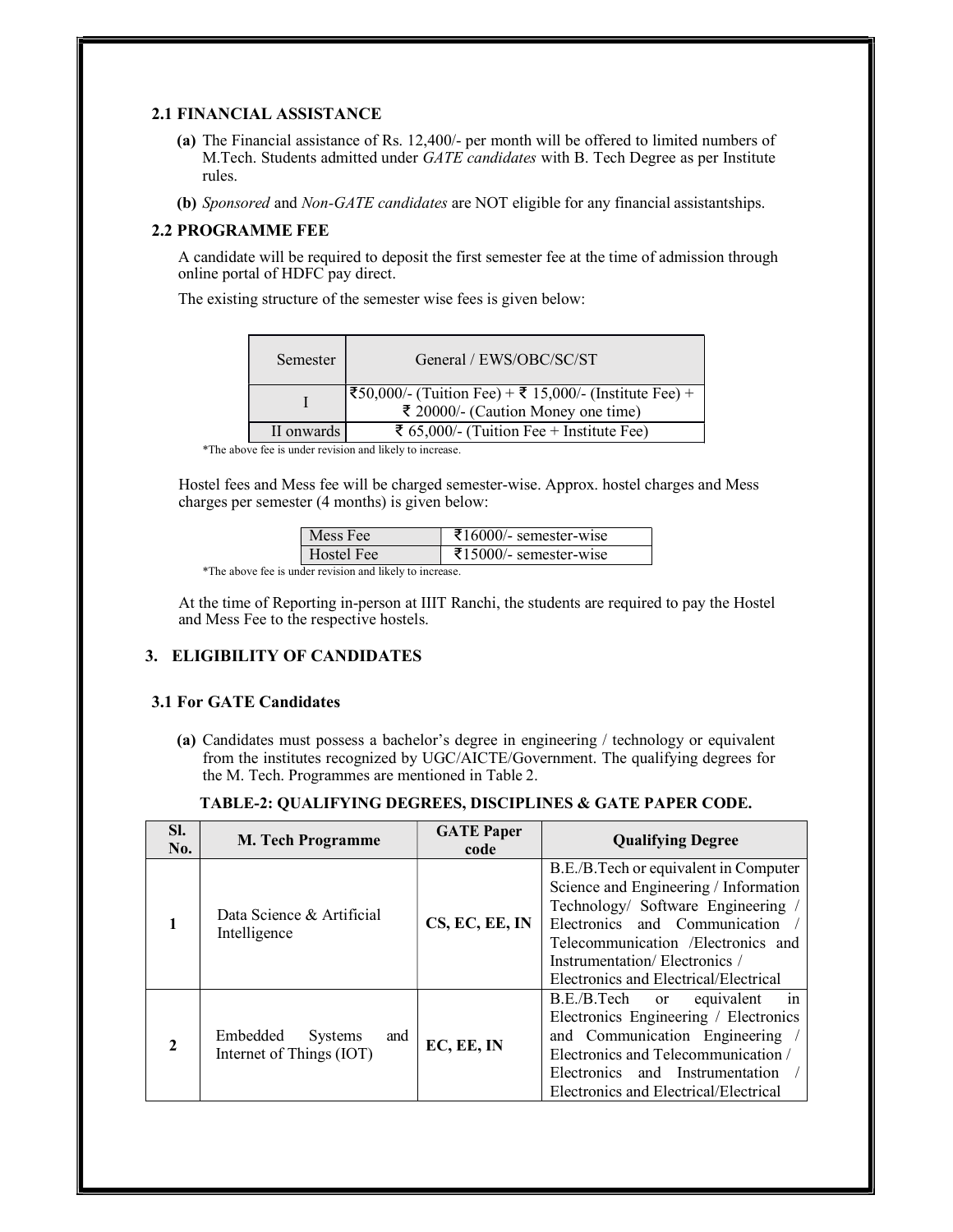### 2.1 FINANCIAL ASSISTANCE

**(a)** The Financial assistance of Rs. 12,400/- per month will be offered to limited numbers of M.Tech. Students admitted under *GATE candidates* with B. Tech Degree as per Institute rules.

**(b)** *Sponsored* and *Non-GATE candidates* are NOT eligible for any financial assistantships.

### 2.2 PROGRAMME FEE

A candidate will be required to deposit the first semester fee at the time of admission through online portal of HDFC pay direct.

The existing structure of the semester wise fees is given below:

| Semester | General / EWS/OBC/SC/ST |
|---|---|
| I | ₹50,000/- (Tuition Fee) + ₹ 15,000/- (Institute Fee) + ₹ 20000/- (Caution Money one time) |
| II onwards | ₹ 65,000/- (Tuition Fee + Institute Fee) |

*The above fee is under revision and likely to increase.

Hostel fees and Mess fee will be charged semester-wise. Approx. hostel charges and Mess charges per semester (4 months) is given below:

| | |
|---|---|
| Mess Fee | ₹16000/- semester-wise |
| Hostel Fee | ₹15000/- semester-wise |

*The above fee is under revision and likely to increase.

At the time of Reporting in-person at IIIT Ranchi, the students are required to pay the Hostel and Mess Fee to the respective hostels.

## 3. ELIGIBILITY OF CANDIDATES

### 3.1 For GATE Candidates

**(a)** Candidates must possess a bachelor's degree in engineering / technology or equivalent from the institutes recognized by UGC/AICTE/Government. The qualifying degrees for the M. Tech. Programmes are mentioned in Table 2.

**TABLE-2: QUALIFYING DEGREES, DISCIPLINES & GATE PAPER CODE.**

| Sl. No. | M. Tech Programme | GATE Paper code | Qualifying Degree |
|---|---|---|---|
| 1 | Data Science & Artificial Intelligence | CS, EC, EE, IN | B.E./B.Tech or equivalent in Computer Science and Engineering / Information Technology/ Software Engineering / Electronics and Communication / Telecommunication /Electronics and Instrumentation/ Electronics / Electronics and Electrical/Electrical |
| 2 | Embedded Systems and Internet of Things (IOT) | EC, EE, IN | B.E./B.Tech or equivalent in Electronics Engineering / Electronics and Communication Engineering / Electronics and Telecommunication / Electronics and Instrumentation / Electronics and Electrical/Electrical |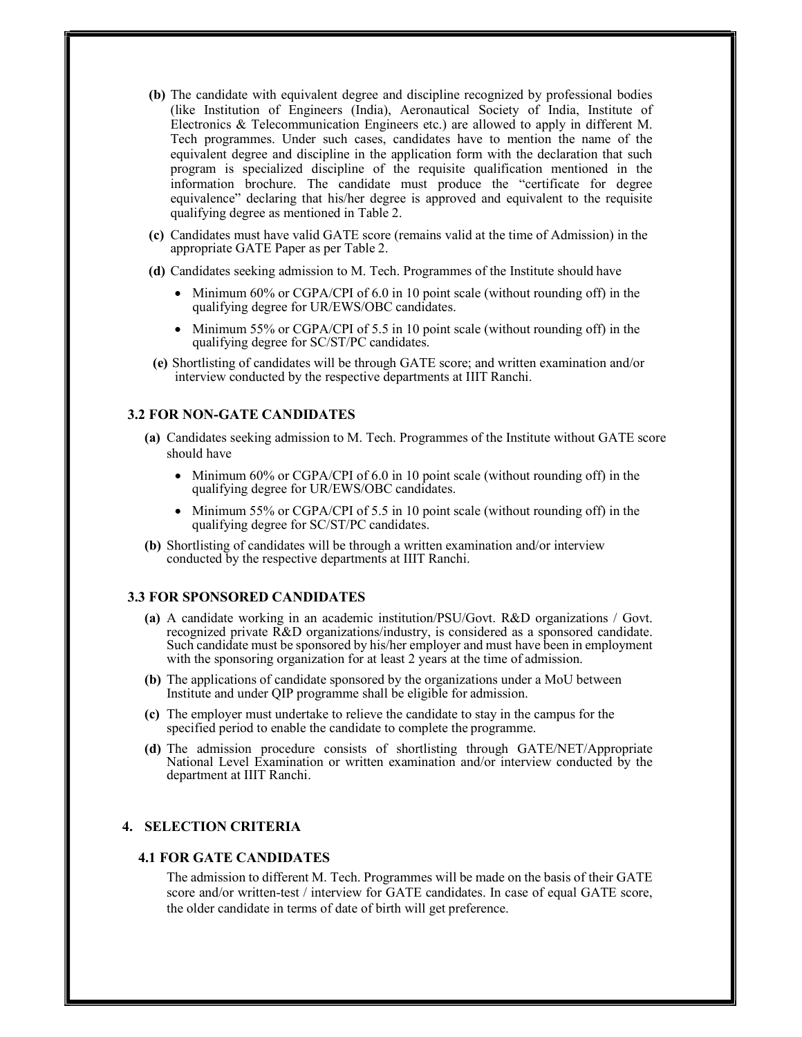**(b)** The candidate with equivalent degree and discipline recognized by professional bodies (like Institution of Engineers (India), Aeronautical Society of India, Institute of Electronics & Telecommunication Engineers etc.) are allowed to apply in different M. Tech programmes. Under such cases, candidates have to mention the name of the equivalent degree and discipline in the application form with the declaration that such program is specialized discipline of the requisite qualification mentioned in the information brochure. The candidate must produce the "certificate for degree equivalence" declaring that his/her degree is approved and equivalent to the requisite qualifying degree as mentioned in Table 2.

**(c)** Candidates must have valid GATE score (remains valid at the time of Admission) in the appropriate GATE Paper as per Table 2.

**(d)** Candidates seeking admission to M. Tech. Programmes of the Institute should have

- Minimum 60% or CGPA/CPI of 6.0 in 10 point scale (without rounding off) in the qualifying degree for UR/EWS/OBC candidates.
- Minimum 55% or CGPA/CPI of 5.5 in 10 point scale (without rounding off) in the qualifying degree for SC/ST/PC candidates.

**(e)** Shortlisting of candidates will be through GATE score; and written examination and/or interview conducted by the respective departments at IIIT Ranchi.

### 3.2 FOR NON-GATE CANDIDATES

**(a)** Candidates seeking admission to M. Tech. Programmes of the Institute without GATE score should have

- Minimum 60% or CGPA/CPI of 6.0 in 10 point scale (without rounding off) in the qualifying degree for UR/EWS/OBC candidates.
- Minimum 55% or CGPA/CPI of 5.5 in 10 point scale (without rounding off) in the qualifying degree for SC/ST/PC candidates.

**(b)** Shortlisting of candidates will be through a written examination and/or interview conducted by the respective departments at IIIT Ranchi.

### 3.3 FOR SPONSORED CANDIDATES

**(a)** A candidate working in an academic institution/PSU/Govt. R&D organizations / Govt. recognized private R&D organizations/industry, is considered as a sponsored candidate. Such candidate must be sponsored by his/her employer and must have been in employment with the sponsoring organization for at least 2 years at the time of admission.

**(b)** The applications of candidate sponsored by the organizations under a MoU between Institute and under QIP programme shall be eligible for admission.

**(c)** The employer must undertake to relieve the candidate to stay in the campus for the specified period to enable the candidate to complete the programme.

**(d)** The admission procedure consists of shortlisting through GATE/NET/Appropriate National Level Examination or written examination and/or interview conducted by the department at IIIT Ranchi.

## 4. SELECTION CRITERIA

### 4.1 FOR GATE CANDIDATES

The admission to different M. Tech. Programmes will be made on the basis of their GATE score and/or written-test / interview for GATE candidates. In case of equal GATE score, the older candidate in terms of date of birth will get preference.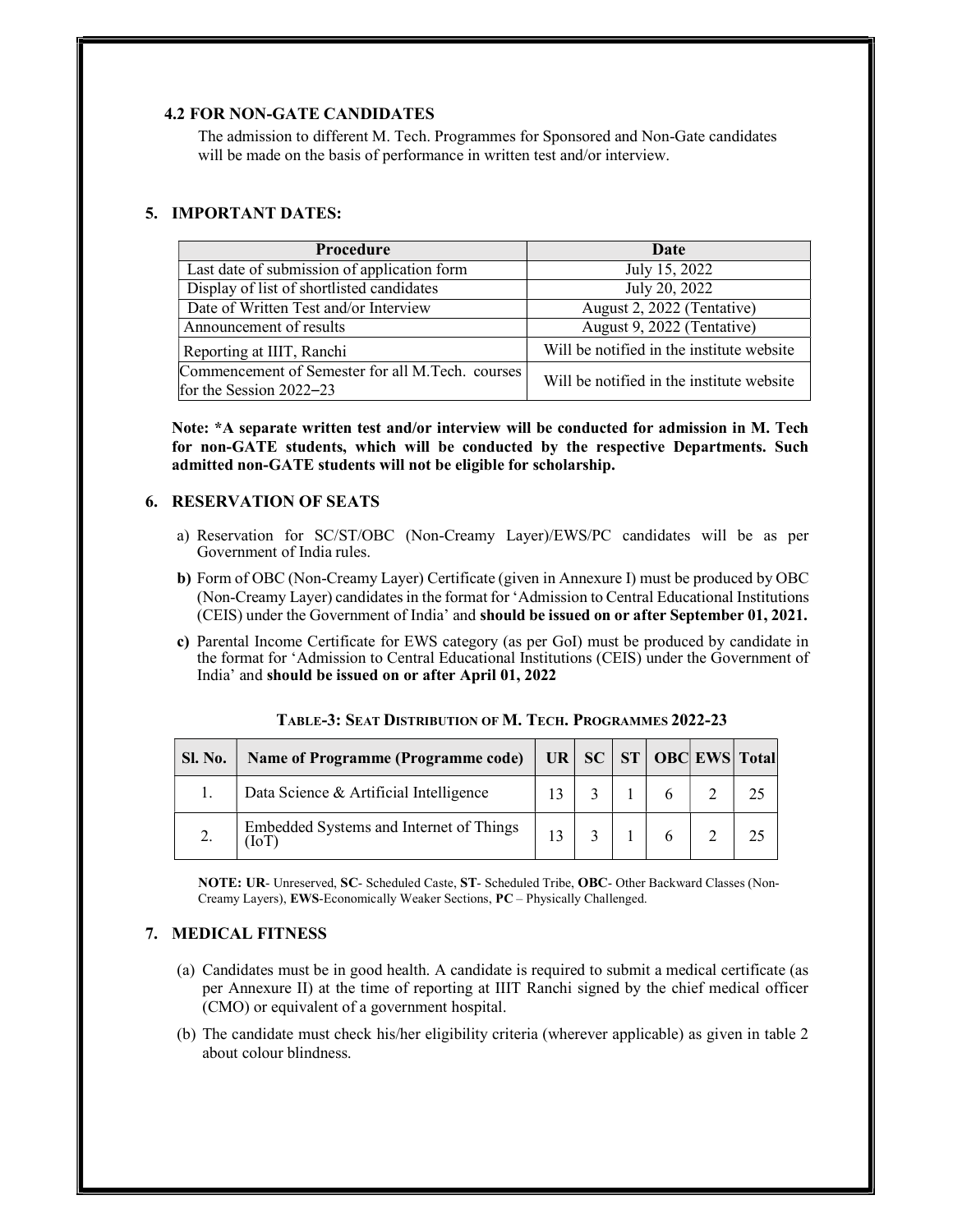### 4.2 FOR NON-GATE CANDIDATES

The admission to different M. Tech. Programmes for Sponsored and Non-Gate candidates will be made on the basis of performance in written test and/or interview.

## 5. IMPORTANT DATES:

| Procedure | Date |
|---|---|
| Last date of submission of application form | July 15, 2022 |
| Display of list of shortlisted candidates | July 20, 2022 |
| Date of Written Test and/or Interview | August 2, 2022 (Tentative) |
| Announcement of results | August 9, 2022 (Tentative) |
| Reporting at IIIT, Ranchi | Will be notified in the institute website |
| Commencement of Semester for all M.Tech. courses for the Session 2022–23 | Will be notified in the institute website |

**Note: *A separate written test and/or interview will be conducted for admission in M. Tech for non-GATE students, which will be conducted by the respective Departments. Such admitted non-GATE students will not be eligible for scholarship.**

## 6. RESERVATION OF SEATS

a) Reservation for SC/ST/OBC (Non-Creamy Layer)/EWS/PC candidates will be as per Government of India rules.

**b)** Form of OBC (Non-Creamy Layer) Certificate (given in Annexure I) must be produced by OBC (Non-Creamy Layer) candidates in the format for 'Admission to Central Educational Institutions (CEIS) under the Government of India' and **should be issued on or after September 01, 2021.**

**c)** Parental Income Certificate for EWS category (as per GoI) must be produced by candidate in the format for 'Admission to Central Educational Institutions (CEIS) under the Government of India' and **should be issued on or after April 01, 2022**

**TABLE-3: SEAT DISTRIBUTION OF M. TECH. PROGRAMMES 2022-23**

| Sl. No. | Name of Programme (Programme code) | UR | SC | ST | OBC | EWS | Total |
|---|---|---|---|---|---|---|---|
| 1. | Data Science & Artificial Intelligence | 13 | 3 | 1 | 6 | 2 | 25 |
| 2. | Embedded Systems and Internet of Things (IoT) | 13 | 3 | 1 | 6 | 2 | 25 |

**NOTE: UR**- Unreserved, **SC**- Scheduled Caste, **ST**- Scheduled Tribe, **OBC**- Other Backward Classes (Non-Creamy Layers), **EWS**-Economically Weaker Sections, **PC** – Physically Challenged.

## 7. MEDICAL FITNESS

(a) Candidates must be in good health. A candidate is required to submit a medical certificate (as per Annexure II) at the time of reporting at IIIT Ranchi signed by the chief medical officer (CMO) or equivalent of a government hospital.

(b) The candidate must check his/her eligibility criteria (wherever applicable) as given in table 2 about colour blindness.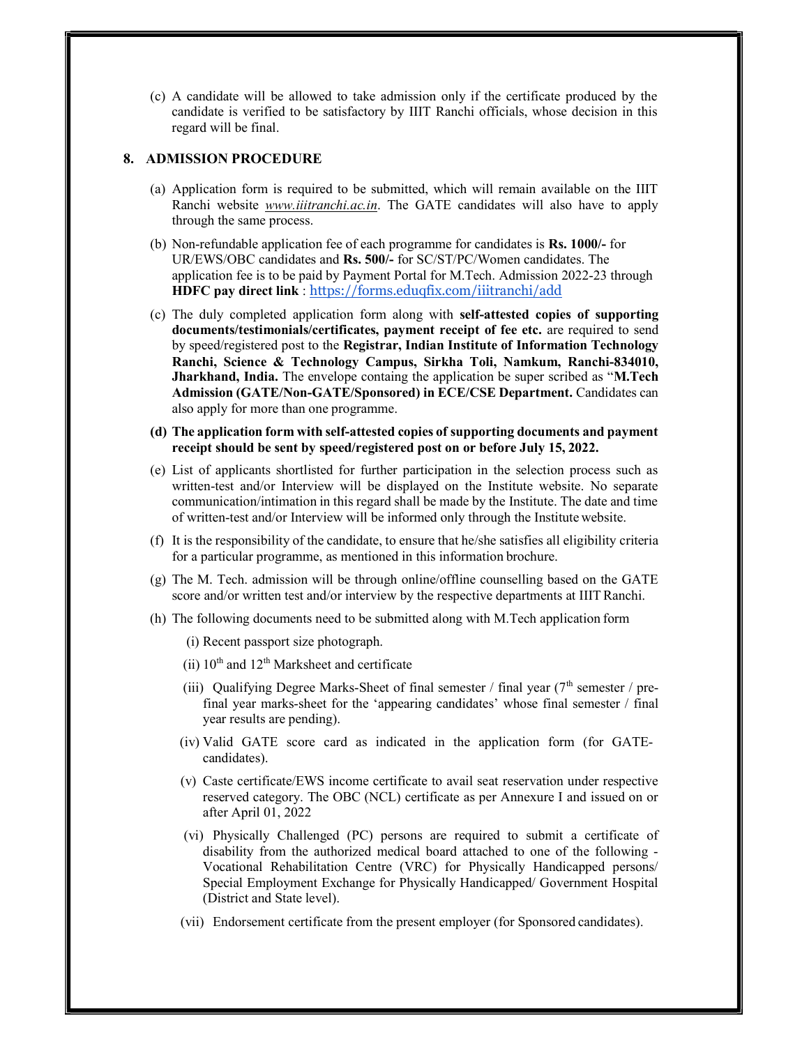(c) A candidate will be allowed to take admission only if the certificate produced by the candidate is verified to be satisfactory by IIIT Ranchi officials, whose decision in this regard will be final.

## 8. ADMISSION PROCEDURE

(a) Application form is required to be submitted, which will remain available on the IIIT Ranchi website *www.iiitranchi.ac.in*. The GATE candidates will also have to apply through the same process.

(b) Non-refundable application fee of each programme for candidates is **Rs. 1000/-** for UR/EWS/OBC candidates and **Rs. 500/-** for SC/ST/PC/Women candidates. The application fee is to be paid by Payment Portal for M.Tech. Admission 2022-23 through **HDFC pay direct link** : https://forms.eduqfix.com/iiitranchi/add

(c) The duly completed application form along with **self-attested copies of supporting documents/testimonials/certificates, payment receipt of fee etc.** are required to send by speed/registered post to the **Registrar, Indian Institute of Information Technology Ranchi, Science & Technology Campus, Sirkha Toli, Namkum, Ranchi-834010, Jharkhand, India.** The envelope containg the application be super scribed as "**M.Tech Admission (GATE/Non-GATE/Sponsored) in ECE/CSE Department.** Candidates can also apply for more than one programme.

**(d) The application form with self-attested copies of supporting documents and payment receipt should be sent by speed/registered post on or before July 15, 2022.**

(e) List of applicants shortlisted for further participation in the selection process such as written-test and/or Interview will be displayed on the Institute website. No separate communication/intimation in this regard shall be made by the Institute. The date and time of written-test and/or Interview will be informed only through the Institute website.

(f) It is the responsibility of the candidate, to ensure that he/she satisfies all eligibility criteria for a particular programme, as mentioned in this information brochure.

(g) The M. Tech. admission will be through online/offline counselling based on the GATE score and/or written test and/or interview by the respective departments at IIIT Ranchi.

(h) The following documents need to be submitted along with M.Tech application form

(i) Recent passport size photograph.

(ii) 10th and 12th Marksheet and certificate

(iii) Qualifying Degree Marks-Sheet of final semester / final year (7th semester / pre-final year marks-sheet for the 'appearing candidates' whose final semester / final year results are pending).

(iv) Valid GATE score card as indicated in the application form (for GATE-candidates).

(v) Caste certificate/EWS income certificate to avail seat reservation under respective reserved category. The OBC (NCL) certificate as per Annexure I and issued on or after April 01, 2022

(vi) Physically Challenged (PC) persons are required to submit a certificate of disability from the authorized medical board attached to one of the following - Vocational Rehabilitation Centre (VRC) for Physically Handicapped persons/ Special Employment Exchange for Physically Handicapped/ Government Hospital (District and State level).

(vii) Endorsement certificate from the present employer (for Sponsored candidates).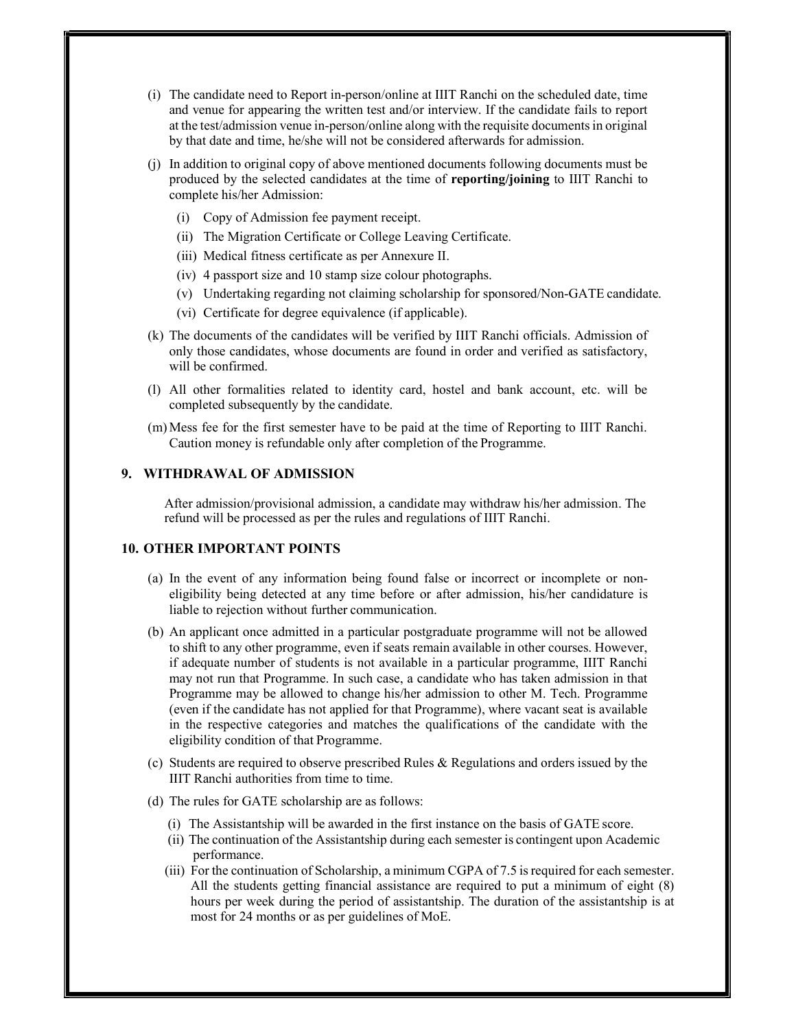(i) The candidate need to Report in-person/online at IIIT Ranchi on the scheduled date, time and venue for appearing the written test and/or interview. If the candidate fails to report at the test/admission venue in-person/online along with the requisite documents in original by that date and time, he/she will not be considered afterwards for admission.

(j) In addition to original copy of above mentioned documents following documents must be produced by the selected candidates at the time of **reporting/joining** to IIIT Ranchi to complete his/her Admission:

   (i) Copy of Admission fee payment receipt.

   (ii) The Migration Certificate or College Leaving Certificate.

   (iii) Medical fitness certificate as per Annexure II.

   (iv) 4 passport size and 10 stamp size colour photographs.

   (v) Undertaking regarding not claiming scholarship for sponsored/Non-GATE candidate.

   (vi) Certificate for degree equivalence (if applicable).

(k) The documents of the candidates will be verified by IIIT Ranchi officials. Admission of only those candidates, whose documents are found in order and verified as satisfactory, will be confirmed.

(l) All other formalities related to identity card, hostel and bank account, etc. will be completed subsequently by the candidate.

(m) Mess fee for the first semester have to be paid at the time of Reporting to IIIT Ranchi. Caution money is refundable only after completion of the Programme.

## 9. WITHDRAWAL OF ADMISSION

After admission/provisional admission, a candidate may withdraw his/her admission. The refund will be processed as per the rules and regulations of IIIT Ranchi.

## 10. OTHER IMPORTANT POINTS

(a) In the event of any information being found false or incorrect or incomplete or non-eligibility being detected at any time before or after admission, his/her candidature is liable to rejection without further communication.

(b) An applicant once admitted in a particular postgraduate programme will not be allowed to shift to any other programme, even if seats remain available in other courses. However, if adequate number of students is not available in a particular programme, IIIT Ranchi may not run that Programme. In such case, a candidate who has taken admission in that Programme may be allowed to change his/her admission to other M. Tech. Programme (even if the candidate has not applied for that Programme), where vacant seat is available in the respective categories and matches the qualifications of the candidate with the eligibility condition of that Programme.

(c) Students are required to observe prescribed Rules & Regulations and orders issued by the IIIT Ranchi authorities from time to time.

(d) The rules for GATE scholarship are as follows:

   (i) The Assistantship will be awarded in the first instance on the basis of GATE score.

   (ii) The continuation of the Assistantship during each semester is contingent upon Academic performance.

   (iii) For the continuation of Scholarship, a minimum CGPA of 7.5 is required for each semester. All the students getting financial assistance are required to put a minimum of eight (8) hours per week during the period of assistantship. The duration of the assistantship is at most for 24 months or as per guidelines of MoE.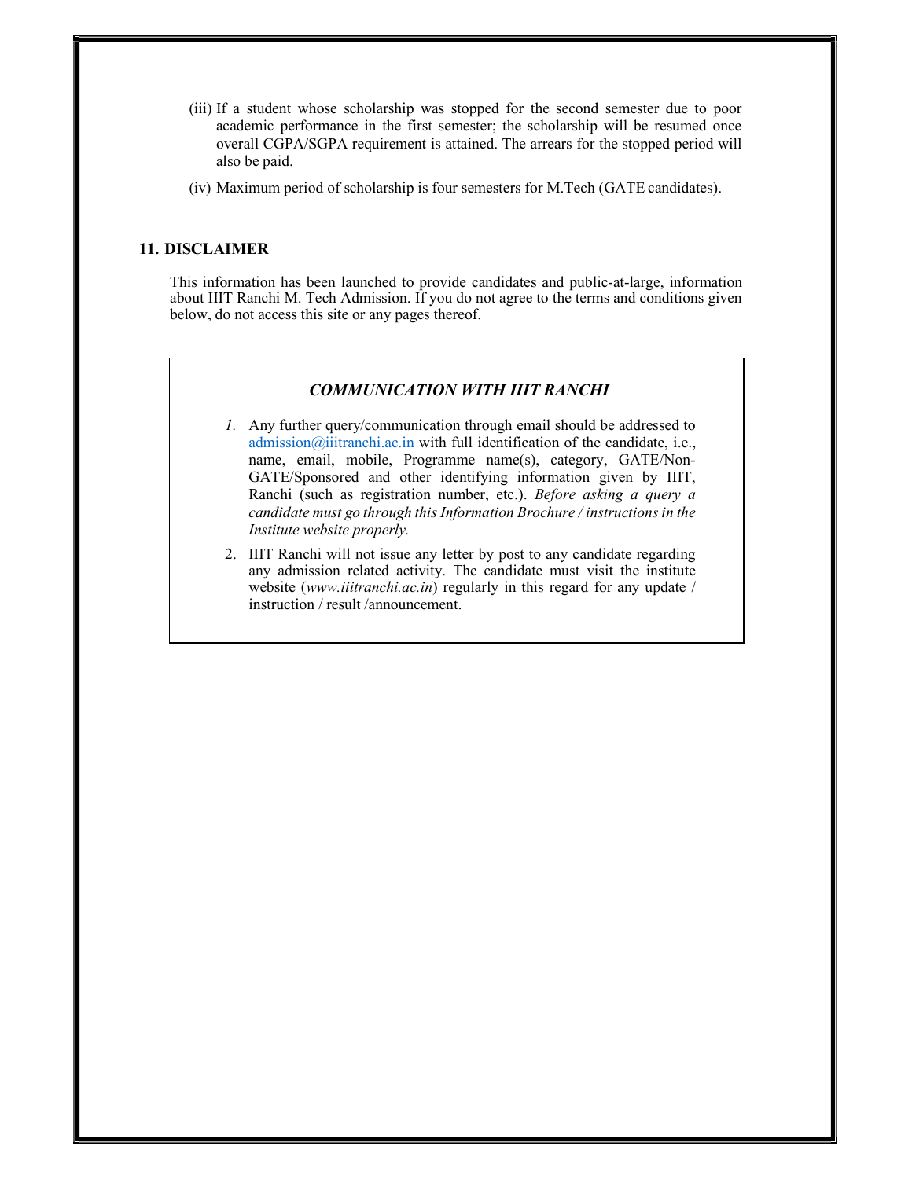(iii) If a student whose scholarship was stopped for the second semester due to poor academic performance in the first semester; the scholarship will be resumed once overall CGPA/SGPA requirement is attained. The arrears for the stopped period will also be paid.

(iv) Maximum period of scholarship is four semesters for M.Tech (GATE candidates).

## 11. DISCLAIMER

This information has been launched to provide candidates and public-at-large, information about IIIT Ranchi M. Tech Admission. If you do not agree to the terms and conditions given below, do not access this site or any pages thereof.

### *COMMUNICATION WITH IIIT RANCHI*

1. Any further query/communication through email should be addressed to admission@iiitranchi.ac.in with full identification of the candidate, i.e., name, email, mobile, Programme name(s), category, GATE/Non-GATE/Sponsored and other identifying information given by IIIT, Ranchi (such as registration number, etc.). *Before asking a query a candidate must go through this Information Brochure / instructions in the Institute website properly.*
2. IIIT Ranchi will not issue any letter by post to any candidate regarding any admission related activity. The candidate must visit the institute website (*www.iiitranchi.ac.in*) regularly in this regard for any update / instruction / result /announcement.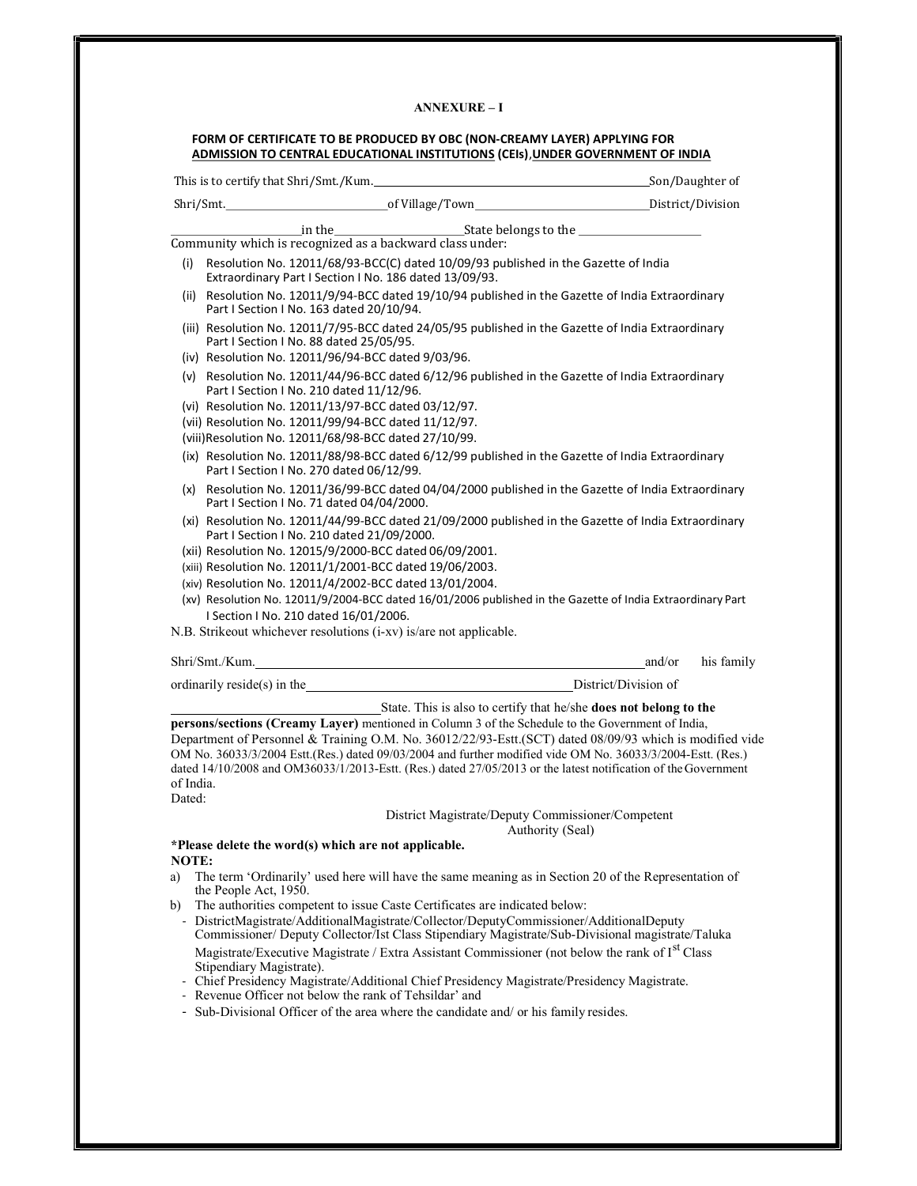**ANNEXURE – I**

**FORM OF CERTIFICATE TO BE PRODUCED BY OBC (NON-CREAMY LAYER) APPLYING FOR ADMISSION TO CENTRAL EDUCATIONAL INSTITUTIONS (CEIs), UNDER GOVERNMENT OF INDIA**

This is to certify that Shri/Smt./Kum.\_\_\_\_\_\_\_\_\_\_\_\_\_\_\_\_\_\_\_\_\_\_\_\_\_\_\_\_\_\_\_\_\_\_Son/Daughter of Shri/Smt.\_\_\_\_\_\_\_\_\_\_\_\_\_\_\_\_\_\_\_\_of Village/Town\_\_\_\_\_\_\_\_\_\_\_\_\_\_\_\_\_\_\_\_District/Division \_\_\_\_\_\_\_\_\_\_\_\_\_\_in the\_\_\_\_\_\_\_\_\_\_\_\_\_\_State belongs to the \_\_\_\_\_\_\_\_\_\_\_\_\_\_ Community which is recognized as a backward class under:

(i) Resolution No. 12011/68/93-BCC(C) dated 10/09/93 published in the Gazette of India Extraordinary Part I Section I No. 186 dated 13/09/93.
(ii) Resolution No. 12011/9/94-BCC dated 19/10/94 published in the Gazette of India Extraordinary Part I Section I No. 163 dated 20/10/94.
(iii) Resolution No. 12011/7/95-BCC dated 24/05/95 published in the Gazette of India Extraordinary Part I Section I No. 88 dated 25/05/95.
(iv) Resolution No. 12011/96/94-BCC dated 9/03/96.
(v) Resolution No. 12011/44/96-BCC dated 6/12/96 published in the Gazette of India Extraordinary Part I Section I No. 210 dated 11/12/96.
(vi) Resolution No. 12011/13/97-BCC dated 03/12/97.
(vii) Resolution No. 12011/99/94-BCC dated 11/12/97.
(viii) Resolution No. 12011/68/98-BCC dated 27/10/99.
(ix) Resolution No. 12011/88/98-BCC dated 6/12/99 published in the Gazette of India Extraordinary Part I Section I No. 270 dated 06/12/99.
(x) Resolution No. 12011/36/99-BCC dated 04/04/2000 published in the Gazette of India Extraordinary Part I Section I No. 71 dated 04/04/2000.
(xi) Resolution No. 12011/44/99-BCC dated 21/09/2000 published in the Gazette of India Extraordinary Part I Section I No. 210 dated 21/09/2000.
(xii) Resolution No. 12015/9/2000-BCC dated 06/09/2001.
(xiii) Resolution No. 12011/1/2001-BCC dated 19/06/2003.
(xiv) Resolution No. 12011/4/2002-BCC dated 13/01/2004.
(xv) Resolution No. 12011/9/2004-BCC dated 16/01/2006 published in the Gazette of India Extraordinary Part I Section I No. 210 dated 16/01/2006.

N.B. Strikeout whichever resolutions (i-xv) is/are not applicable.

Shri/Smt./Kum.\_\_\_\_\_\_\_\_\_\_\_\_\_\_\_\_\_\_\_\_\_\_\_\_\_\_\_\_\_\_\_\_\_\_\_\_and/or his family ordinarily reside(s) in the\_\_\_\_\_\_\_\_\_\_\_\_\_\_\_\_\_\_\_\_\_\_\_\_District/Division of \_\_\_\_\_\_\_\_\_\_\_\_\_\_\_\_\_\_\_\_State. This is also to certify that he/she **does not belong to the persons/sections (Creamy Layer)** mentioned in Column 3 of the Schedule to the Government of India, Department of Personnel & Training O.M. No. 36012/22/93-Estt.(SCT) dated 08/09/93 which is modified vide OM No. 36033/3/2004 Estt.(Res.) dated 09/03/2004 and further modified vide OM No. 36033/3/2004-Estt. (Res.) dated 14/10/2008 and OM36033/1/2013-Estt. (Res.) dated 27/05/2013 or the latest notification of the Government of India.

Dated:

District Magistrate/Deputy Commissioner/Competent Authority (Seal)

***Please delete the word(s) which are not applicable.**

**NOTE:**

a) The term 'Ordinarily' used here will have the same meaning as in Section 20 of the Representation of the People Act, 1950.

b) The authorities competent to issue Caste Certificates are indicated below:
- DistrictMagistrate/AdditionalMagistrate/Collector/DeputyCommissioner/AdditionalDeputy Commissioner/ Deputy Collector/Ist Class Stipendiary Magistrate/Sub-Divisional magistrate/Taluka Magistrate/Executive Magistrate / Extra Assistant Commissioner (not below the rank of I[st] Class Stipendiary Magistrate).
- Chief Presidency Magistrate/Additional Chief Presidency Magistrate/Presidency Magistrate.
- Revenue Officer not below the rank of Tehsildar' and
- Sub-Divisional Officer of the area where the candidate and/ or his family resides.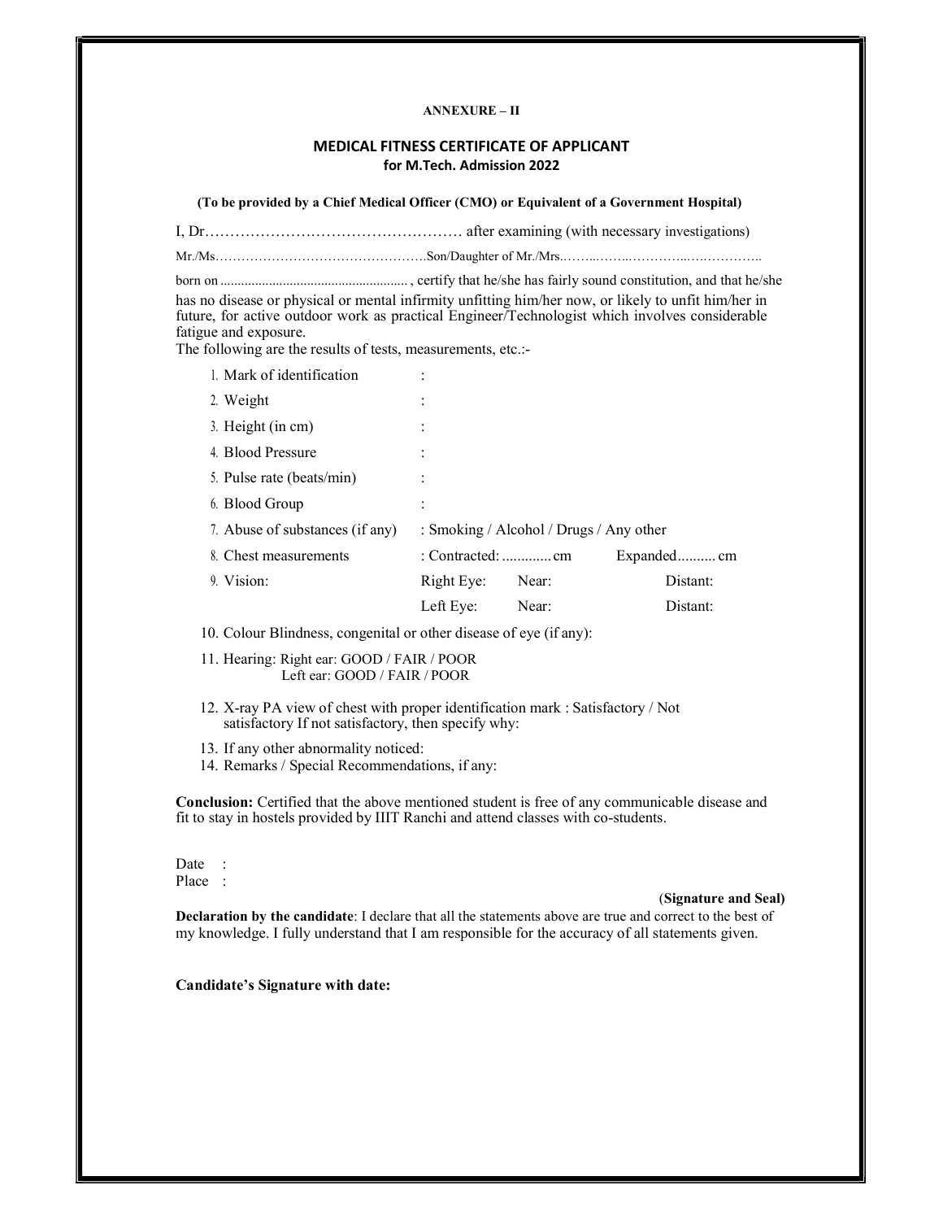**ANNEXURE – II**

## MEDICAL FITNESS CERTIFICATE OF APPLICANT

**for M.Tech. Admission 2022**

**(To be provided by a Chief Medical Officer (CMO) or Equivalent of a Government Hospital)**

I, Dr…………………………………………… after examining (with necessary investigations)

Mr./Ms……………………………………….Son/Daughter of Mr./Mrs.……..……..…………..……………..

born on ..................................................... , certify that he/she has fairly sound constitution, and that he/she has no disease or physical or mental infirmity unfitting him/her now, or likely to unfit him/her in future, for active outdoor work as practical Engineer/Technologist which involves considerable fatigue and exposure.

The following are the results of tests, measurements, etc.:-

| | | | |
|---|---|---|---|
| 1. Mark of identification | : | | |
| 2. Weight | : | | |
| 3. Height (in cm) | : | | |
| 4. Blood Pressure | : | | |
| 5. Pulse rate (beats/min) | : | | |
| 6. Blood Group | : | | |
| 7. Abuse of substances (if any) | : Smoking / Alcohol / Drugs / Any other | | |
| 8. Chest measurements | : Contracted: ............ cm | | Expanded.......... cm |
| 9. Vision: | Right Eye: | Near: | Distant: |
| | Left Eye: | Near: | Distant: |

10. Colour Blindness, congenital or other disease of eye (if any):
11. Hearing: Right ear: GOOD / FAIR / POOR
    Left ear: GOOD / FAIR / POOR
12. X-ray PA view of chest with proper identification mark : Satisfactory / Not satisfactory If not satisfactory, then specify why:
13. If any other abnormality noticed:
14. Remarks / Special Recommendations, if any:

**Conclusion:** Certified that the above mentioned student is free of any communicable disease and fit to stay in hostels provided by IIIT Ranchi and attend classes with co-students.

Date :
Place :

(**Signature and Seal)**

**Declaration by the candidate**: I declare that all the statements above are true and correct to the best of my knowledge. I fully understand that I am responsible for the accuracy of all statements given.

**Candidate's Signature with date:**